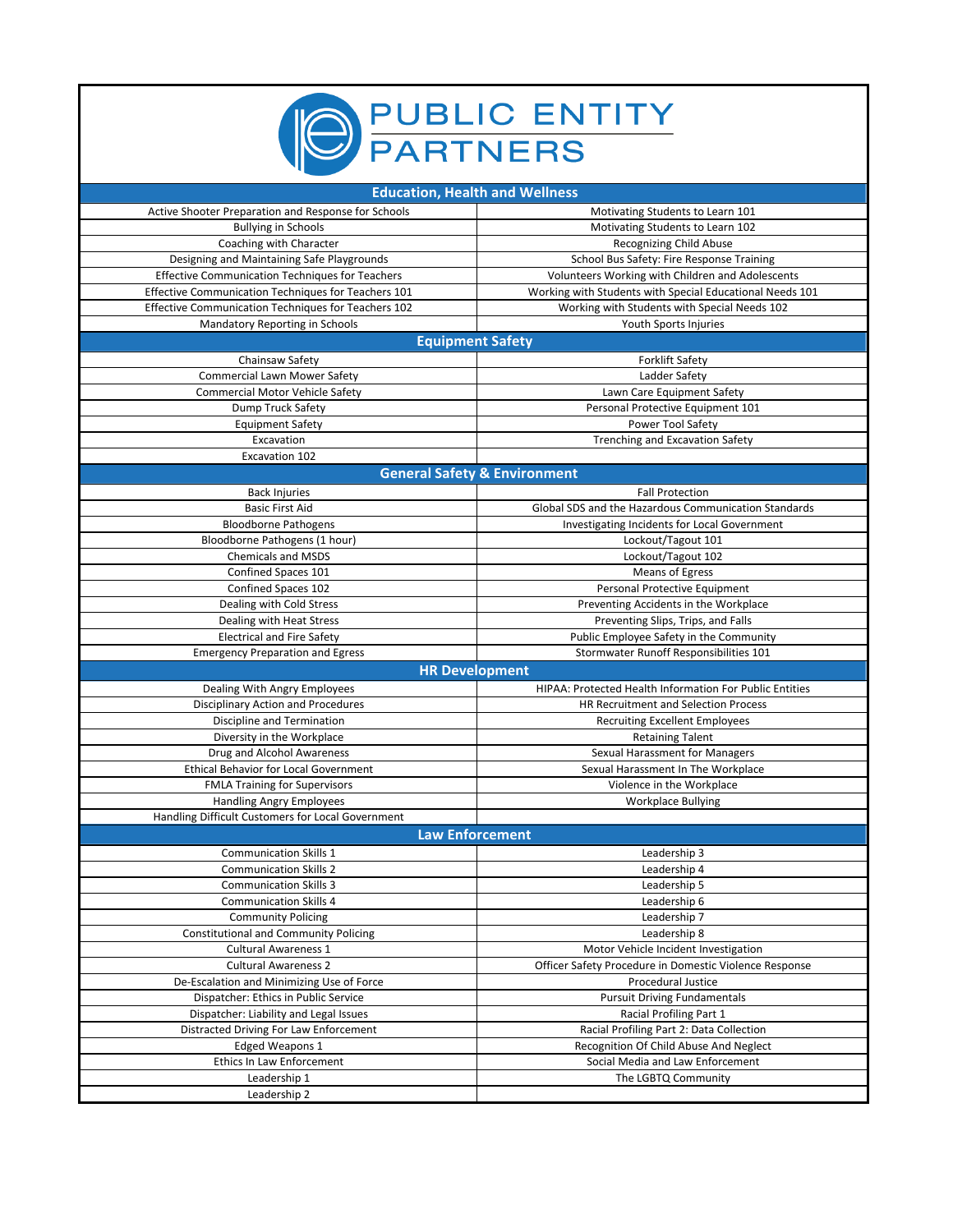# PUBLIC ENTITY PARTNERS

## Education, Health and Wellness

| | |
|---|---|
| Active Shooter Preparation and Response for Schools | Motivating Students to Learn 101 |
| Bullying in Schools | Motivating Students to Learn 102 |
| Coaching with Character | Recognizing Child Abuse |
| Designing and Maintaining Safe Playgrounds | School Bus Safety: Fire Response Training |
| Effective Communication Techniques for Teachers | Volunteers Working with Children and Adolescents |
| Effective Communication Techniques for Teachers 101 | Working with Students with Special Educational Needs 101 |
| Effective Communication Techniques for Teachers 102 | Working with Students with Special Needs 102 |
| Mandatory Reporting in Schools | Youth Sports Injuries |

## Equipment Safety

| | |
|---|---|
| Chainsaw Safety | Forklift Safety |
| Commercial Lawn Mower Safety | Ladder Safety |
| Commercial Motor Vehicle Safety | Lawn Care Equipment Safety |
| Dump Truck Safety | Personal Protective Equipment 101 |
| Equipment Safety | Power Tool Safety |
| Excavation | Trenching and Excavation Safety |
| Excavation 102 | |

## General Safety & Environment

| | |
|---|---|
| Back Injuries | Fall Protection |
| Basic First Aid | Global SDS and the Hazardous Communication Standards |
| Bloodborne Pathogens | Investigating Incidents for Local Government |
| Bloodborne Pathogens (1 hour) | Lockout/Tagout 101 |
| Chemicals and MSDS | Lockout/Tagout 102 |
| Confined Spaces 101 | Means of Egress |
| Confined Spaces 102 | Personal Protective Equipment |
| Dealing with Cold Stress | Preventing Accidents in the Workplace |
| Dealing with Heat Stress | Preventing Slips, Trips, and Falls |
| Electrical and Fire Safety | Public Employee Safety in the Community |
| Emergency Preparation and Egress | Stormwater Runoff Responsibilities 101 |

## HR Development

| | |
|---|---|
| Dealing With Angry Employees | HIPAA: Protected Health Information For Public Entities |
| Disciplinary Action and Procedures | HR Recruitment and Selection Process |
| Discipline and Termination | Recruiting Excellent Employees |
| Diversity in the Workplace | Retaining Talent |
| Drug and Alcohol Awareness | Sexual Harassment for Managers |
| Ethical Behavior for Local Government | Sexual Harassment In The Workplace |
| FMLA Training for Supervisors | Violence in the Workplace |
| Handling Angry Employees | Workplace Bullying |
| Handling Difficult Customers for Local Government | |

## Law Enforcement

| | |
|---|---|
| Communication Skills 1 | Leadership 3 |
| Communication Skills 2 | Leadership 4 |
| Communication Skills 3 | Leadership 5 |
| Communication Skills 4 | Leadership 6 |
| Community Policing | Leadership 7 |
| Constitutional and Community Policing | Leadership 8 |
| Cultural Awareness 1 | Motor Vehicle Incident Investigation |
| Cultural Awareness 2 | Officer Safety Procedure in Domestic Violence Response |
| De-Escalation and Minimizing Use of Force | Procedural Justice |
| Dispatcher: Ethics in Public Service | Pursuit Driving Fundamentals |
| Dispatcher: Liability and Legal Issues | Racial Profiling Part 1 |
| Distracted Driving For Law Enforcement | Racial Profiling Part 2: Data Collection |
| Edged Weapons 1 | Recognition Of Child Abuse And Neglect |
| Ethics In Law Enforcement | Social Media and Law Enforcement |
| Leadership 1 | The LGBTQ Community |
| Leadership 2 | |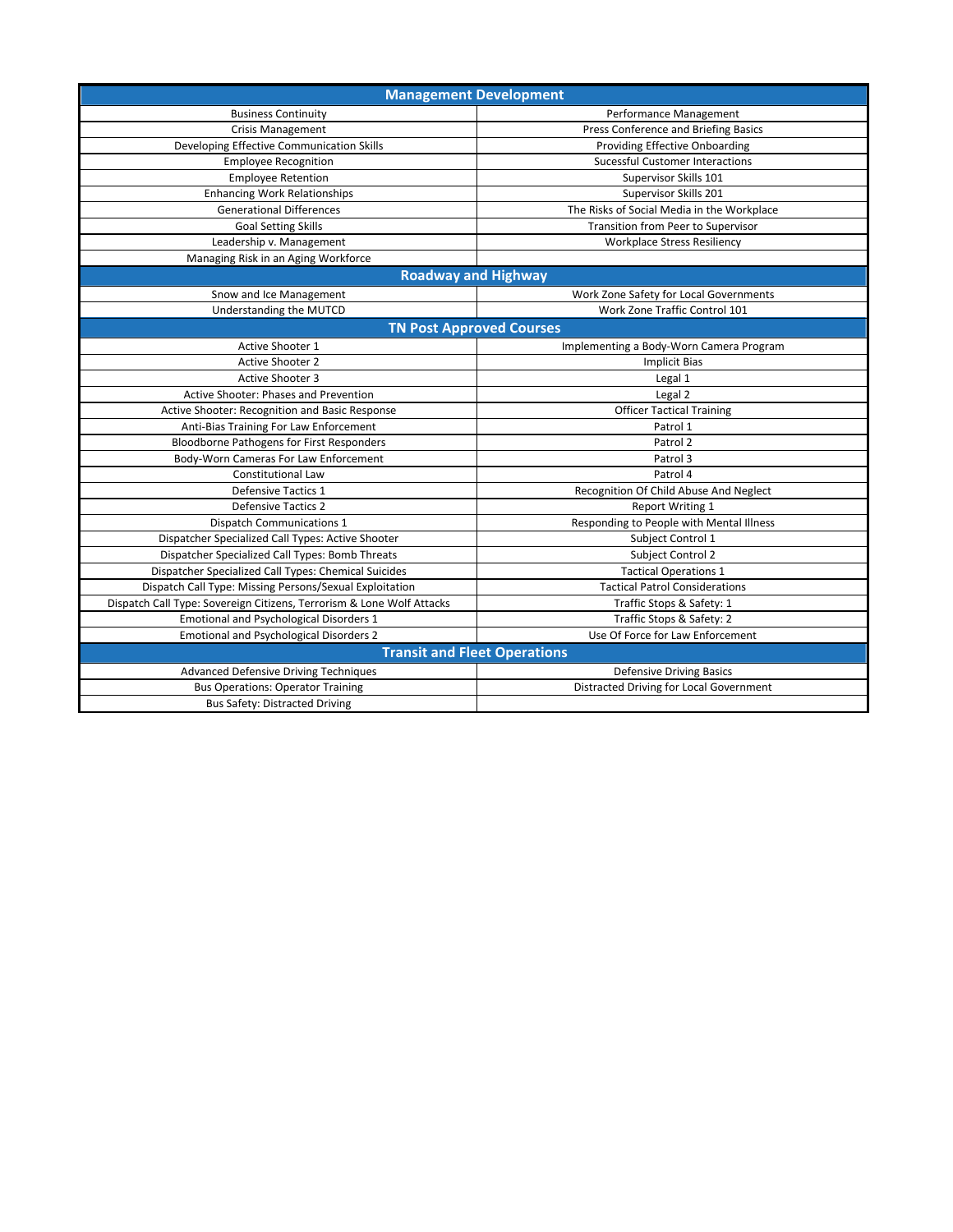| Management Development | |
|---|---|
| Business Continuity | Performance Management |
| Crisis Management | Press Conference and Briefing Basics |
| Developing Effective Communication Skills | Providing Effective Onboarding |
| Employee Recognition | Sucessful Customer Interactions |
| Employee Retention | Supervisor Skills 101 |
| Enhancing Work Relationships | Supervisor Skills 201 |
| Generational Differences | The Risks of Social Media in the Workplace |
| Goal Setting Skills | Transition from Peer to Supervisor |
| Leadership v. Management | Workplace Stress Resiliency |
| Managing Risk in an Aging Workforce | |
| **Roadway and Highway** | |
| Snow and Ice Management | Work Zone Safety for Local Governments |
| Understanding the MUTCD | Work Zone Traffic Control 101 |
| **TN Post Approved Courses** | |
| Active Shooter 1 | Implementing a Body-Worn Camera Program |
| Active Shooter 2 | Implicit Bias |
| Active Shooter 3 | Legal 1 |
| Active Shooter: Phases and Prevention | Legal 2 |
| Active Shooter: Recognition and Basic Response | Officer Tactical Training |
| Anti-Bias Training For Law Enforcement | Patrol 1 |
| Bloodborne Pathogens for First Responders | Patrol 2 |
| Body-Worn Cameras For Law Enforcement | Patrol 3 |
| Constitutional Law | Patrol 4 |
| Defensive Tactics 1 | Recognition Of Child Abuse And Neglect |
| Defensive Tactics 2 | Report Writing 1 |
| Dispatch Communications 1 | Responding to People with Mental Illness |
| Dispatcher Specialized Call Types: Active Shooter | Subject Control 1 |
| Dispatcher Specialized Call Types: Bomb Threats | Subject Control 2 |
| Dispatcher Specialized Call Types: Chemical Suicides | Tactical Operations 1 |
| Dispatch Call Type: Missing Persons/Sexual Exploitation | Tactical Patrol Considerations |
| Dispatch Call Type: Sovereign Citizens, Terrorism & Lone Wolf Attacks | Traffic Stops & Safety: 1 |
| Emotional and Psychological Disorders 1 | Traffic Stops & Safety: 2 |
| Emotional and Psychological Disorders 2 | Use Of Force for Law Enforcement |
| **Transit and Fleet Operations** | |
| Advanced Defensive Driving Techniques | Defensive Driving Basics |
| Bus Operations: Operator Training | Distracted Driving for Local Government |
| Bus Safety: Distracted Driving | |